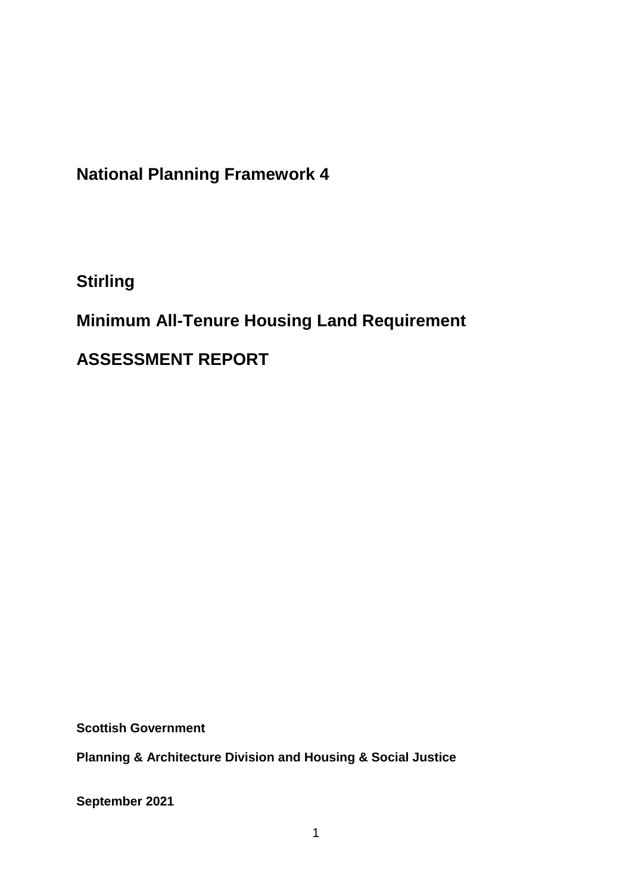# National Planning Framework 4

## Stirling

## Minimum All-Tenure Housing Land Requirement

## ASSESSMENT REPORT

**Scottish Government**

**Planning & Architecture Division and Housing & Social Justice**

**September 2021**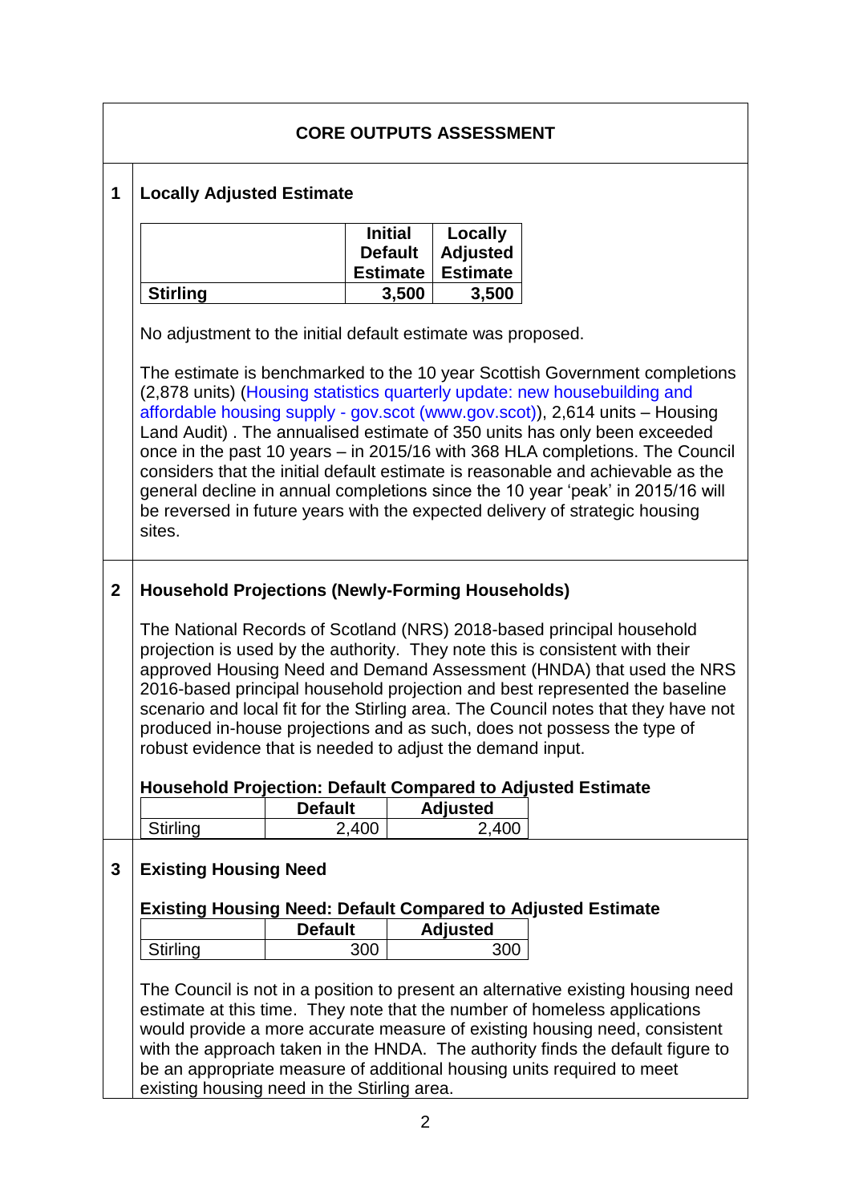## CORE OUTPUTS ASSESSMENT

### 1 Locally Adjusted Estimate

| | Initial Default Estimate | Locally Adjusted Estimate |
|---|---|---|
| **Stirling** | **3,500** | **3,500** |

No adjustment to the initial default estimate was proposed.

The estimate is benchmarked to the 10 year Scottish Government completions (2,878 units) (Housing statistics quarterly update: new housebuilding and affordable housing supply - gov.scot (www.gov.scot)), 2,614 units – Housing Land Audit) . The annualised estimate of 350 units has only been exceeded once in the past 10 years – in 2015/16 with 368 HLA completions. The Council considers that the initial default estimate is reasonable and achievable as the general decline in annual completions since the 10 year 'peak' in 2015/16 will be reversed in future years with the expected delivery of strategic housing sites.

### 2 Household Projections (Newly-Forming Households)

The National Records of Scotland (NRS) 2018-based principal household projection is used by the authority. They note this is consistent with their approved Housing Need and Demand Assessment (HNDA) that used the NRS 2016-based principal household projection and best represented the baseline scenario and local fit for the Stirling area. The Council notes that they have not produced in-house projections and as such, does not possess the type of robust evidence that is needed to adjust the demand input.

**Household Projection: Default Compared to Adjusted Estimate**

| | Default | Adjusted |
|---|---|---|
| Stirling | 2,400 | 2,400 |

### 3 Existing Housing Need

**Existing Housing Need: Default Compared to Adjusted Estimate**

| | Default | Adjusted |
|---|---|---|
| Stirling | 300 | 300 |

The Council is not in a position to present an alternative existing housing need estimate at this time. They note that the number of homeless applications would provide a more accurate measure of existing housing need, consistent with the approach taken in the HNDA. The authority finds the default figure to be an appropriate measure of additional housing units required to meet existing housing need in the Stirling area.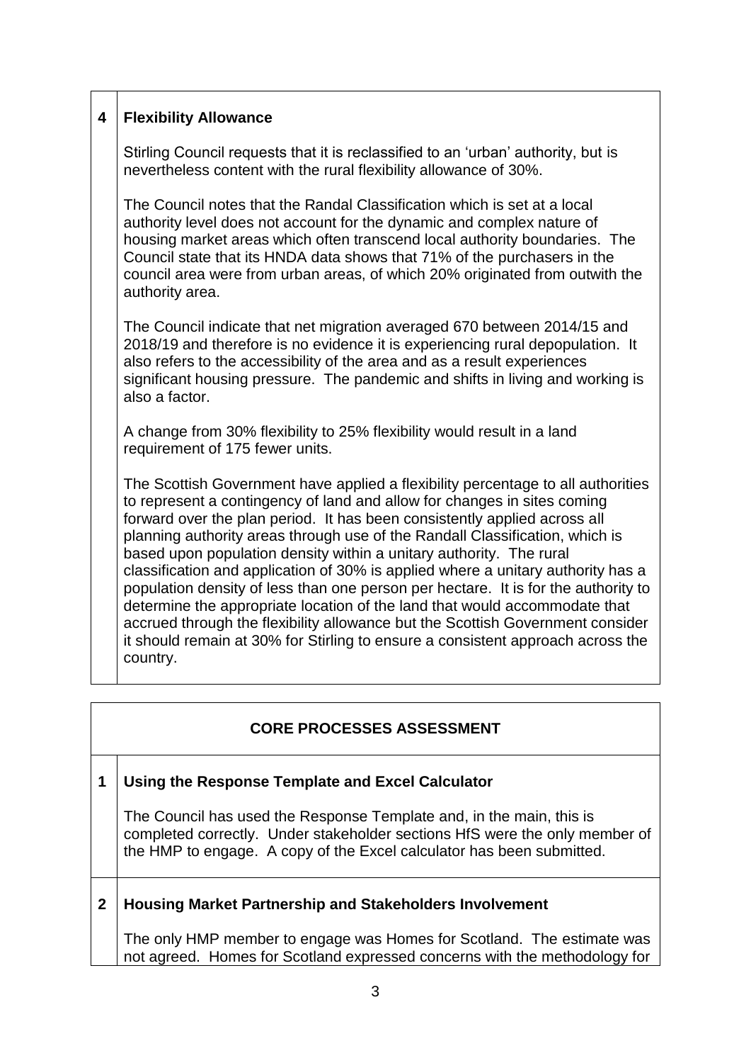## 4 Flexibility Allowance

Stirling Council requests that it is reclassified to an 'urban' authority, but is nevertheless content with the rural flexibility allowance of 30%.

The Council notes that the Randal Classification which is set at a local authority level does not account for the dynamic and complex nature of housing market areas which often transcend local authority boundaries. The Council state that its HNDA data shows that 71% of the purchasers in the council area were from urban areas, of which 20% originated from outwith the authority area.

The Council indicate that net migration averaged 670 between 2014/15 and 2018/19 and therefore is no evidence it is experiencing rural depopulation. It also refers to the accessibility of the area and as a result experiences significant housing pressure. The pandemic and shifts in living and working is also a factor.

A change from 30% flexibility to 25% flexibility would result in a land requirement of 175 fewer units.

The Scottish Government have applied a flexibility percentage to all authorities to represent a contingency of land and allow for changes in sites coming forward over the plan period. It has been consistently applied across all planning authority areas through use of the Randall Classification, which is based upon population density within a unitary authority. The rural classification and application of 30% is applied where a unitary authority has a population density of less than one person per hectare. It is for the authority to determine the appropriate location of the land that would accommodate that accrued through the flexibility allowance but the Scottish Government consider it should remain at 30% for Stirling to ensure a consistent approach across the country.

# CORE PROCESSES ASSESSMENT

## 1 Using the Response Template and Excel Calculator

The Council has used the Response Template and, in the main, this is completed correctly. Under stakeholder sections HfS were the only member of the HMP to engage. A copy of the Excel calculator has been submitted.

## 2 Housing Market Partnership and Stakeholders Involvement

The only HMP member to engage was Homes for Scotland. The estimate was not agreed. Homes for Scotland expressed concerns with the methodology for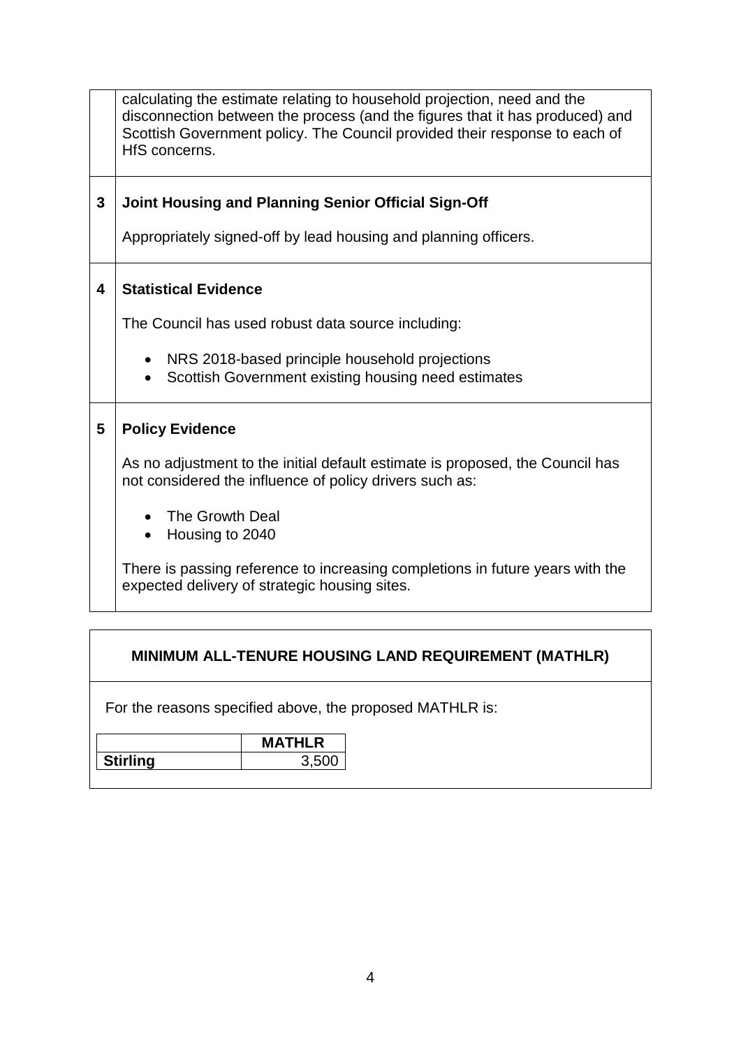| | |
|---|---|
| | calculating the estimate relating to household projection, need and the disconnection between the process (and the figures that it has produced) and Scottish Government policy. The Council provided their response to each of HfS concerns. |
| **3** | **Joint Housing and Planning Senior Official Sign-Off**<br><br>Appropriately signed-off by lead housing and planning officers. |
| **4** | **Statistical Evidence**<br><br>The Council has used robust data source including:<br><br>• NRS 2018-based principle household projections<br>• Scottish Government existing housing need estimates |
| **5** | **Policy Evidence**<br><br>As no adjustment to the initial default estimate is proposed, the Council has not considered the influence of policy drivers such as:<br><br>• The Growth Deal<br>• Housing to 2040<br><br>There is passing reference to increasing completions in future years with the expected delivery of strategic housing sites. |

## MINIMUM ALL-TENURE HOUSING LAND REQUIREMENT (MATHLR)

For the reasons specified above, the proposed MATHLR is:

| | MATHLR |
|---|---|
| **Stirling** | 3,500 |